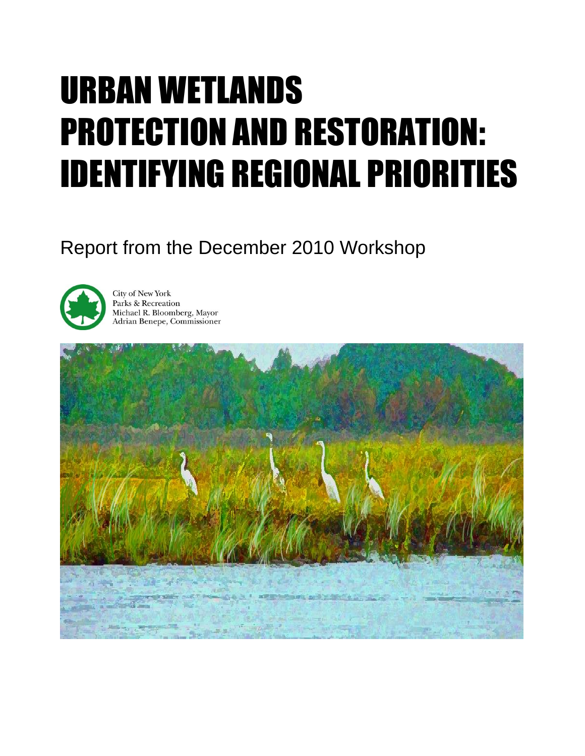# URBAN WETLANDS PROTECTION AND RESTORATION: IDENTIFYING REGIONAL PRIORITIES

Report from the December 2010 Workshop

City of New York
Parks & Recreation
Michael R. Bloomberg, Mayor
Adrian Benepe, Commissioner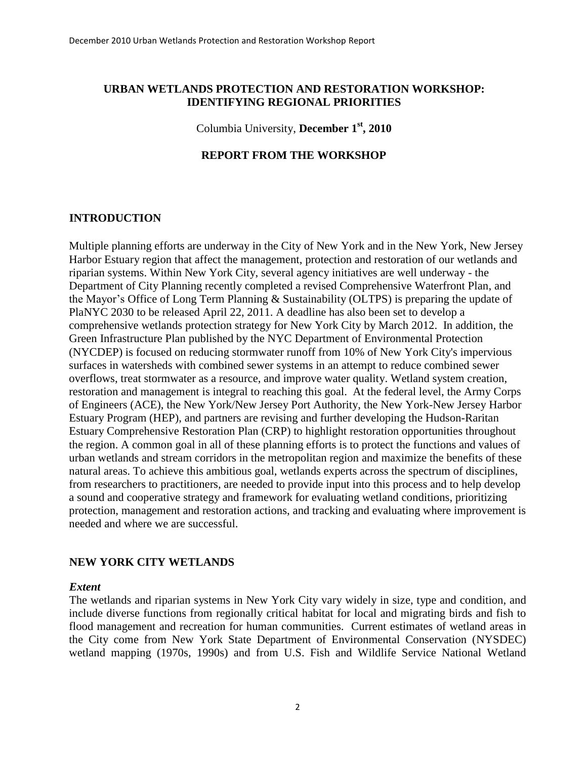# URBAN WETLANDS PROTECTION AND RESTORATION WORKSHOP: IDENTIFYING REGIONAL PRIORITIES

Columbia University, **December 1st, 2010**

## REPORT FROM THE WORKSHOP

## INTRODUCTION

Multiple planning efforts are underway in the City of New York and in the New York, New Jersey Harbor Estuary region that affect the management, protection and restoration of our wetlands and riparian systems. Within New York City, several agency initiatives are well underway - the Department of City Planning recently completed a revised Comprehensive Waterfront Plan, and the Mayor's Office of Long Term Planning & Sustainability (OLTPS) is preparing the update of PlaNYC 2030 to be released April 22, 2011. A deadline has also been set to develop a comprehensive wetlands protection strategy for New York City by March 2012. In addition, the Green Infrastructure Plan published by the NYC Department of Environmental Protection (NYCDEP) is focused on reducing stormwater runoff from 10% of New York City's impervious surfaces in watersheds with combined sewer systems in an attempt to reduce combined sewer overflows, treat stormwater as a resource, and improve water quality. Wetland system creation, restoration and management is integral to reaching this goal. At the federal level, the Army Corps of Engineers (ACE), the New York/New Jersey Port Authority, the New York-New Jersey Harbor Estuary Program (HEP), and partners are revising and further developing the Hudson-Raritan Estuary Comprehensive Restoration Plan (CRP) to highlight restoration opportunities throughout the region. A common goal in all of these planning efforts is to protect the functions and values of urban wetlands and stream corridors in the metropolitan region and maximize the benefits of these natural areas. To achieve this ambitious goal, wetlands experts across the spectrum of disciplines, from researchers to practitioners, are needed to provide input into this process and to help develop a sound and cooperative strategy and framework for evaluating wetland conditions, prioritizing protection, management and restoration actions, and tracking and evaluating where improvement is needed and where we are successful.

## NEW YORK CITY WETLANDS

### *Extent*

The wetlands and riparian systems in New York City vary widely in size, type and condition, and include diverse functions from regionally critical habitat for local and migrating birds and fish to flood management and recreation for human communities. Current estimates of wetland areas in the City come from New York State Department of Environmental Conservation (NYSDEC) wetland mapping (1970s, 1990s) and from U.S. Fish and Wildlife Service National Wetland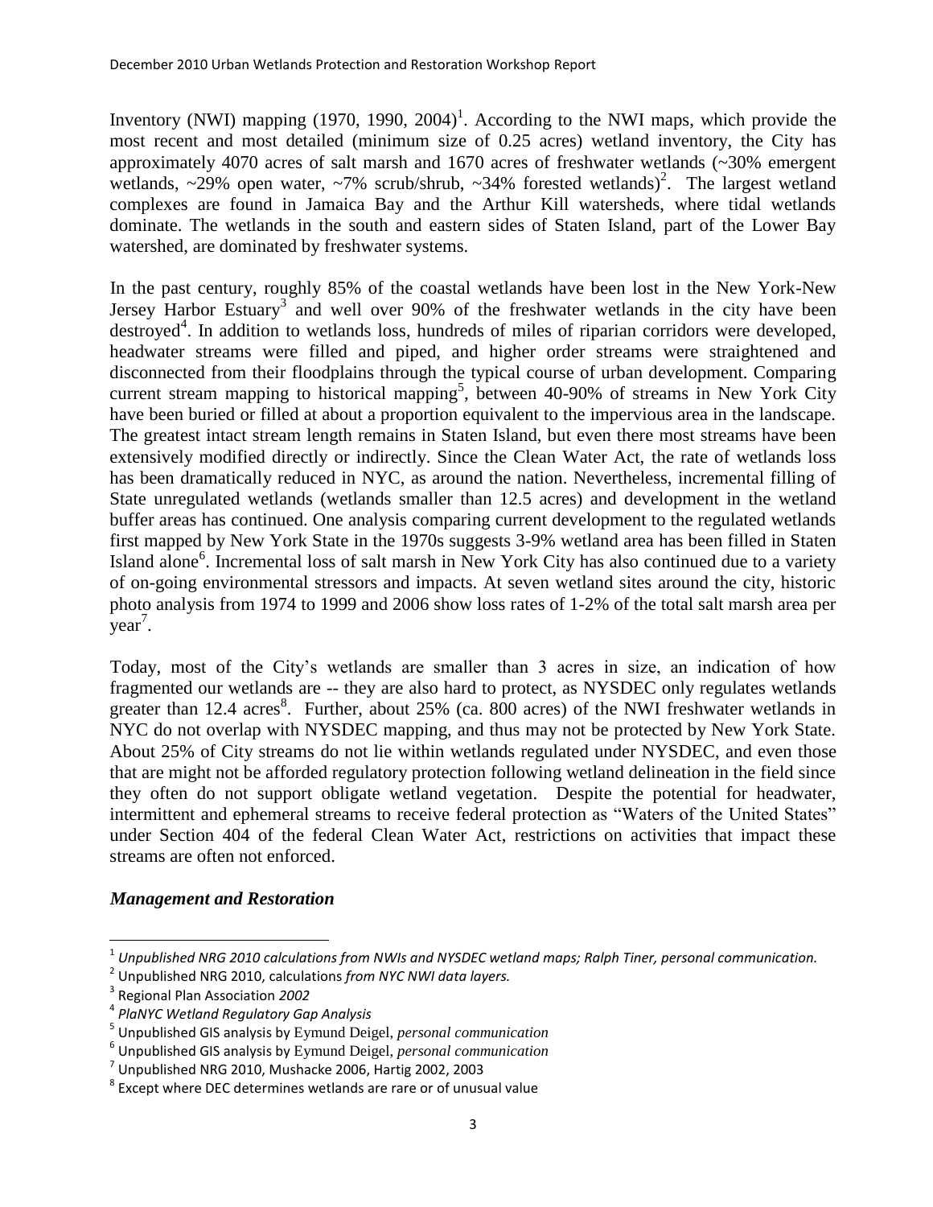Inventory (NWI) mapping (1970, 1990, 2004)[1]. According to the NWI maps, which provide the most recent and most detailed (minimum size of 0.25 acres) wetland inventory, the City has approximately 4070 acres of salt marsh and 1670 acres of freshwater wetlands (~30% emergent wetlands, ~29% open water, ~7% scrub/shrub, ~34% forested wetlands)[2]. The largest wetland complexes are found in Jamaica Bay and the Arthur Kill watersheds, where tidal wetlands dominate. The wetlands in the south and eastern sides of Staten Island, part of the Lower Bay watershed, are dominated by freshwater systems.

In the past century, roughly 85% of the coastal wetlands have been lost in the New York-New Jersey Harbor Estuary[3] and well over 90% of the freshwater wetlands in the city have been destroyed[4]. In addition to wetlands loss, hundreds of miles of riparian corridors were developed, headwater streams were filled and piped, and higher order streams were straightened and disconnected from their floodplains through the typical course of urban development. Comparing current stream mapping to historical mapping[5], between 40-90% of streams in New York City have been buried or filled at about a proportion equivalent to the impervious area in the landscape. The greatest intact stream length remains in Staten Island, but even there most streams have been extensively modified directly or indirectly. Since the Clean Water Act, the rate of wetlands loss has been dramatically reduced in NYC, as around the nation. Nevertheless, incremental filling of State unregulated wetlands (wetlands smaller than 12.5 acres) and development in the wetland buffer areas has continued. One analysis comparing current development to the regulated wetlands first mapped by New York State in the 1970s suggests 3-9% wetland area has been filled in Staten Island alone[6]. Incremental loss of salt marsh in New York City has also continued due to a variety of on-going environmental stressors and impacts. At seven wetland sites around the city, historic photo analysis from 1974 to 1999 and 2006 show loss rates of 1-2% of the total salt marsh area per year[7].

Today, most of the City's wetlands are smaller than 3 acres in size, an indication of how fragmented our wetlands are -- they are also hard to protect, as NYSDEC only regulates wetlands greater than 12.4 acres[8]. Further, about 25% (ca. 800 acres) of the NWI freshwater wetlands in NYC do not overlap with NYSDEC mapping, and thus may not be protected by New York State. About 25% of City streams do not lie within wetlands regulated under NYSDEC, and even those that are might not be afforded regulatory protection following wetland delineation in the field since they often do not support obligate wetland vegetation. Despite the potential for headwater, intermittent and ephemeral streams to receive federal protection as "Waters of the United States" under Section 404 of the federal Clean Water Act, restrictions on activities that impact these streams are often not enforced.

### *Management and Restoration*

---

[1] *Unpublished NRG 2010 calculations from NWIs and NYSDEC wetland maps; Ralph Tiner, personal communication.*

[2] Unpublished NRG 2010, calculations *from NYC NWI data layers.*

[3] Regional Plan Association *2002*

[4] *PlaNYC Wetland Regulatory Gap Analysis*

[5] Unpublished GIS analysis by Eymund Deigel, *personal communication*

[6] Unpublished GIS analysis by Eymund Deigel, *personal communication*

[7] Unpublished NRG 2010, Mushacke 2006, Hartig 2002, 2003

[8] Except where DEC determines wetlands are rare or of unusual value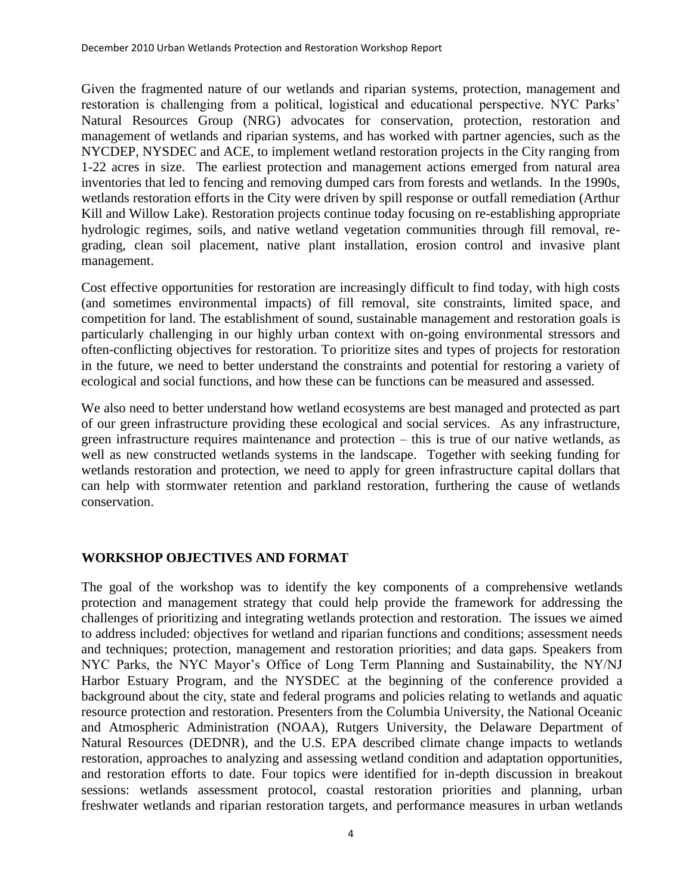Given the fragmented nature of our wetlands and riparian systems, protection, management and restoration is challenging from a political, logistical and educational perspective. NYC Parks' Natural Resources Group (NRG) advocates for conservation, protection, restoration and management of wetlands and riparian systems, and has worked with partner agencies, such as the NYCDEP, NYSDEC and ACE, to implement wetland restoration projects in the City ranging from 1-22 acres in size. The earliest protection and management actions emerged from natural area inventories that led to fencing and removing dumped cars from forests and wetlands. In the 1990s, wetlands restoration efforts in the City were driven by spill response or outfall remediation (Arthur Kill and Willow Lake). Restoration projects continue today focusing on re-establishing appropriate hydrologic regimes, soils, and native wetland vegetation communities through fill removal, re-grading, clean soil placement, native plant installation, erosion control and invasive plant management.

Cost effective opportunities for restoration are increasingly difficult to find today, with high costs (and sometimes environmental impacts) of fill removal, site constraints, limited space, and competition for land. The establishment of sound, sustainable management and restoration goals is particularly challenging in our highly urban context with on-going environmental stressors and often-conflicting objectives for restoration. To prioritize sites and types of projects for restoration in the future, we need to better understand the constraints and potential for restoring a variety of ecological and social functions, and how these can be functions can be measured and assessed.

We also need to better understand how wetland ecosystems are best managed and protected as part of our green infrastructure providing these ecological and social services. As any infrastructure, green infrastructure requires maintenance and protection – this is true of our native wetlands, as well as new constructed wetlands systems in the landscape. Together with seeking funding for wetlands restoration and protection, we need to apply for green infrastructure capital dollars that can help with stormwater retention and parkland restoration, furthering the cause of wetlands conservation.

## WORKSHOP OBJECTIVES AND FORMAT

The goal of the workshop was to identify the key components of a comprehensive wetlands protection and management strategy that could help provide the framework for addressing the challenges of prioritizing and integrating wetlands protection and restoration. The issues we aimed to address included: objectives for wetland and riparian functions and conditions; assessment needs and techniques; protection, management and restoration priorities; and data gaps. Speakers from NYC Parks, the NYC Mayor's Office of Long Term Planning and Sustainability, the NY/NJ Harbor Estuary Program, and the NYSDEC at the beginning of the conference provided a background about the city, state and federal programs and policies relating to wetlands and aquatic resource protection and restoration. Presenters from the Columbia University, the National Oceanic and Atmospheric Administration (NOAA), Rutgers University, the Delaware Department of Natural Resources (DEDNR), and the U.S. EPA described climate change impacts to wetlands restoration, approaches to analyzing and assessing wetland condition and adaptation opportunities, and restoration efforts to date. Four topics were identified for in-depth discussion in breakout sessions: wetlands assessment protocol, coastal restoration priorities and planning, urban freshwater wetlands and riparian restoration targets, and performance measures in urban wetlands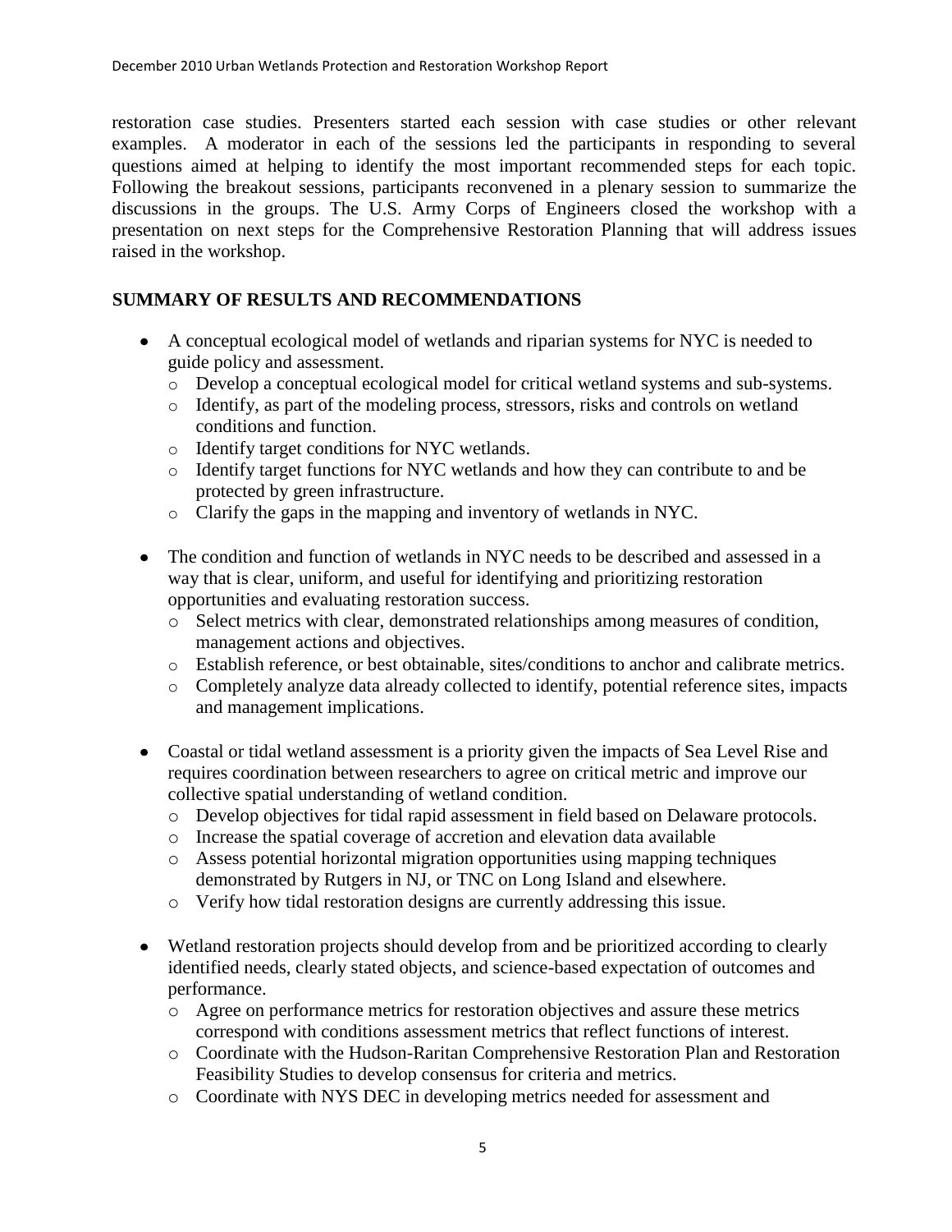restoration case studies. Presenters started each session with case studies or other relevant examples. A moderator in each of the sessions led the participants in responding to several questions aimed at helping to identify the most important recommended steps for each topic. Following the breakout sessions, participants reconvened in a plenary session to summarize the discussions in the groups. The U.S. Army Corps of Engineers closed the workshop with a presentation on next steps for the Comprehensive Restoration Planning that will address issues raised in the workshop.

## SUMMARY OF RESULTS AND RECOMMENDATIONS

- A conceptual ecological model of wetlands and riparian systems for NYC is needed to guide policy and assessment.
  - Develop a conceptual ecological model for critical wetland systems and sub-systems.
  - Identify, as part of the modeling process, stressors, risks and controls on wetland conditions and function.
  - Identify target conditions for NYC wetlands.
  - Identify target functions for NYC wetlands and how they can contribute to and be protected by green infrastructure.
  - Clarify the gaps in the mapping and inventory of wetlands in NYC.
- The condition and function of wetlands in NYC needs to be described and assessed in a way that is clear, uniform, and useful for identifying and prioritizing restoration opportunities and evaluating restoration success.
  - Select metrics with clear, demonstrated relationships among measures of condition, management actions and objectives.
  - Establish reference, or best obtainable, sites/conditions to anchor and calibrate metrics.
  - Completely analyze data already collected to identify, potential reference sites, impacts and management implications.
- Coastal or tidal wetland assessment is a priority given the impacts of Sea Level Rise and requires coordination between researchers to agree on critical metric and improve our collective spatial understanding of wetland condition.
  - Develop objectives for tidal rapid assessment in field based on Delaware protocols.
  - Increase the spatial coverage of accretion and elevation data available
  - Assess potential horizontal migration opportunities using mapping techniques demonstrated by Rutgers in NJ, or TNC on Long Island and elsewhere.
  - Verify how tidal restoration designs are currently addressing this issue.
- Wetland restoration projects should develop from and be prioritized according to clearly identified needs, clearly stated objects, and science-based expectation of outcomes and performance.
  - Agree on performance metrics for restoration objectives and assure these metrics correspond with conditions assessment metrics that reflect functions of interest.
  - Coordinate with the Hudson-Raritan Comprehensive Restoration Plan and Restoration Feasibility Studies to develop consensus for criteria and metrics.
  - Coordinate with NYS DEC in developing metrics needed for assessment and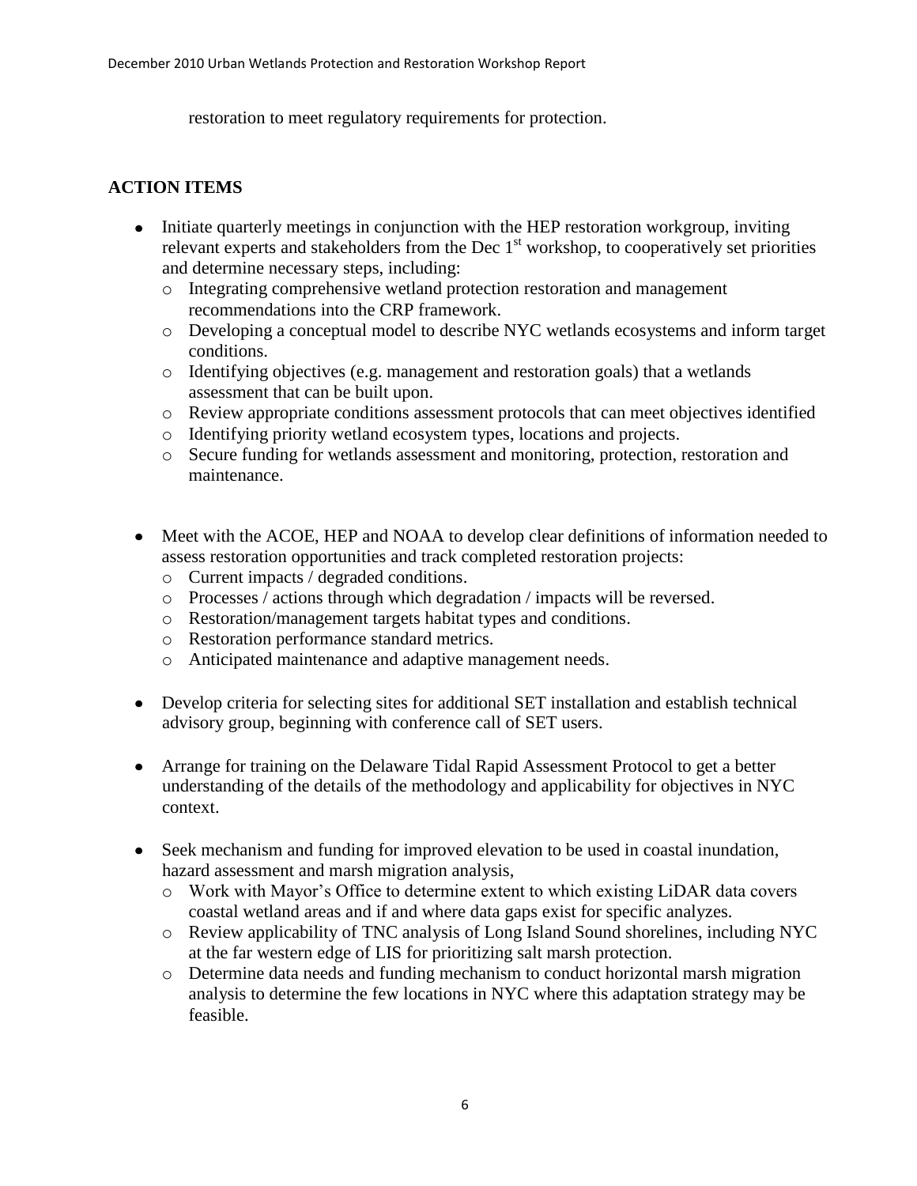restoration to meet regulatory requirements for protection.

## ACTION ITEMS

- Initiate quarterly meetings in conjunction with the HEP restoration workgroup, inviting relevant experts and stakeholders from the Dec 1st workshop, to cooperatively set priorities and determine necessary steps, including:
  - Integrating comprehensive wetland protection restoration and management recommendations into the CRP framework.
  - Developing a conceptual model to describe NYC wetlands ecosystems and inform target conditions.
  - Identifying objectives (e.g. management and restoration goals) that a wetlands assessment that can be built upon.
  - Review appropriate conditions assessment protocols that can meet objectives identified
  - Identifying priority wetland ecosystem types, locations and projects.
  - Secure funding for wetlands assessment and monitoring, protection, restoration and maintenance.

- Meet with the ACOE, HEP and NOAA to develop clear definitions of information needed to assess restoration opportunities and track completed restoration projects:
  - Current impacts / degraded conditions.
  - Processes / actions through which degradation / impacts will be reversed.
  - Restoration/management targets habitat types and conditions.
  - Restoration performance standard metrics.
  - Anticipated maintenance and adaptive management needs.

- Develop criteria for selecting sites for additional SET installation and establish technical advisory group, beginning with conference call of SET users.

- Arrange for training on the Delaware Tidal Rapid Assessment Protocol to get a better understanding of the details of the methodology and applicability for objectives in NYC context.

- Seek mechanism and funding for improved elevation to be used in coastal inundation, hazard assessment and marsh migration analysis,
  - Work with Mayor's Office to determine extent to which existing LiDAR data covers coastal wetland areas and if and where data gaps exist for specific analyzes.
  - Review applicability of TNC analysis of Long Island Sound shorelines, including NYC at the far western edge of LIS for prioritizing salt marsh protection.
  - Determine data needs and funding mechanism to conduct horizontal marsh migration analysis to determine the few locations in NYC where this adaptation strategy may be feasible.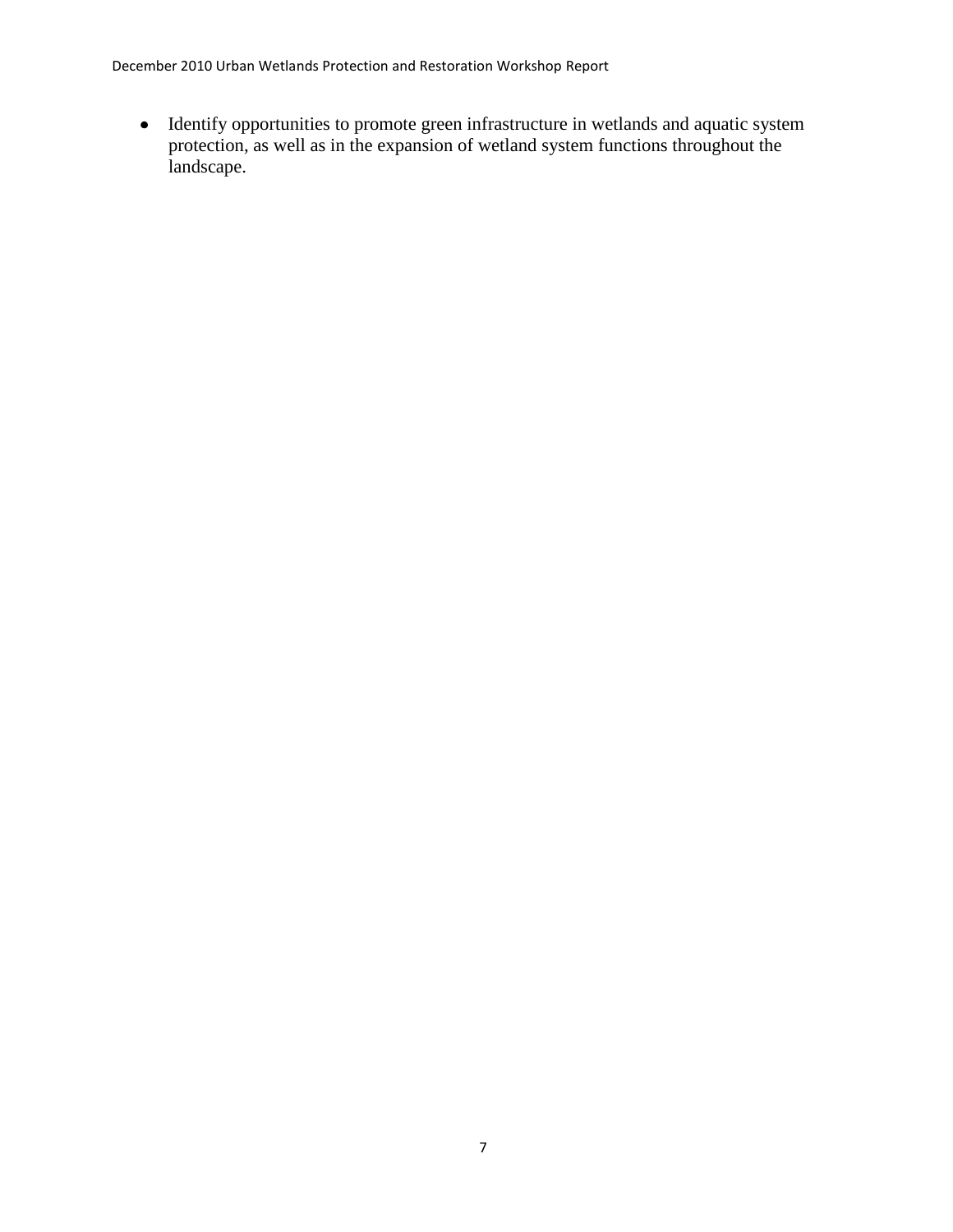- Identify opportunities to promote green infrastructure in wetlands and aquatic system protection, as well as in the expansion of wetland system functions throughout the landscape.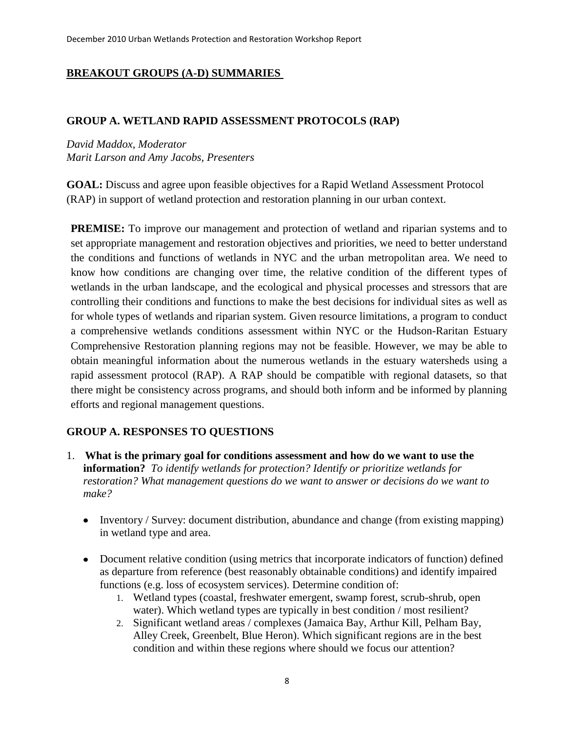## BREAKOUT GROUPS (A-D) SUMMARIES

### GROUP A. WETLAND RAPID ASSESSMENT PROTOCOLS (RAP)

*David Maddox, Moderator*
*Marit Larson and Amy Jacobs, Presenters*

**GOAL:** Discuss and agree upon feasible objectives for a Rapid Wetland Assessment Protocol (RAP) in support of wetland protection and restoration planning in our urban context.

**PREMISE:** To improve our management and protection of wetland and riparian systems and to set appropriate management and restoration objectives and priorities, we need to better understand the conditions and functions of wetlands in NYC and the urban metropolitan area. We need to know how conditions are changing over time, the relative condition of the different types of wetlands in the urban landscape, and the ecological and physical processes and stressors that are controlling their conditions and functions to make the best decisions for individual sites as well as for whole types of wetlands and riparian system. Given resource limitations, a program to conduct a comprehensive wetlands conditions assessment within NYC or the Hudson-Raritan Estuary Comprehensive Restoration planning regions may not be feasible. However, we may be able to obtain meaningful information about the numerous wetlands in the estuary watersheds using a rapid assessment protocol (RAP). A RAP should be compatible with regional datasets, so that there might be consistency across programs, and should both inform and be informed by planning efforts and regional management questions.

### GROUP A. RESPONSES TO QUESTIONS

1. **What is the primary goal for conditions assessment and how do we want to use the information?** *To identify wetlands for protection? Identify or prioritize wetlands for restoration? What management questions do we want to answer or decisions do we want to make?*

   - Inventory / Survey: document distribution, abundance and change (from existing mapping) in wetland type and area.
   - Document relative condition (using metrics that incorporate indicators of function) defined as departure from reference (best reasonably obtainable conditions) and identify impaired functions (e.g. loss of ecosystem services). Determine condition of:
     1. Wetland types (coastal, freshwater emergent, swamp forest, scrub-shrub, open water). Which wetland types are typically in best condition / most resilient?
     2. Significant wetland areas / complexes (Jamaica Bay, Arthur Kill, Pelham Bay, Alley Creek, Greenbelt, Blue Heron). Which significant regions are in the best condition and within these regions where should we focus our attention?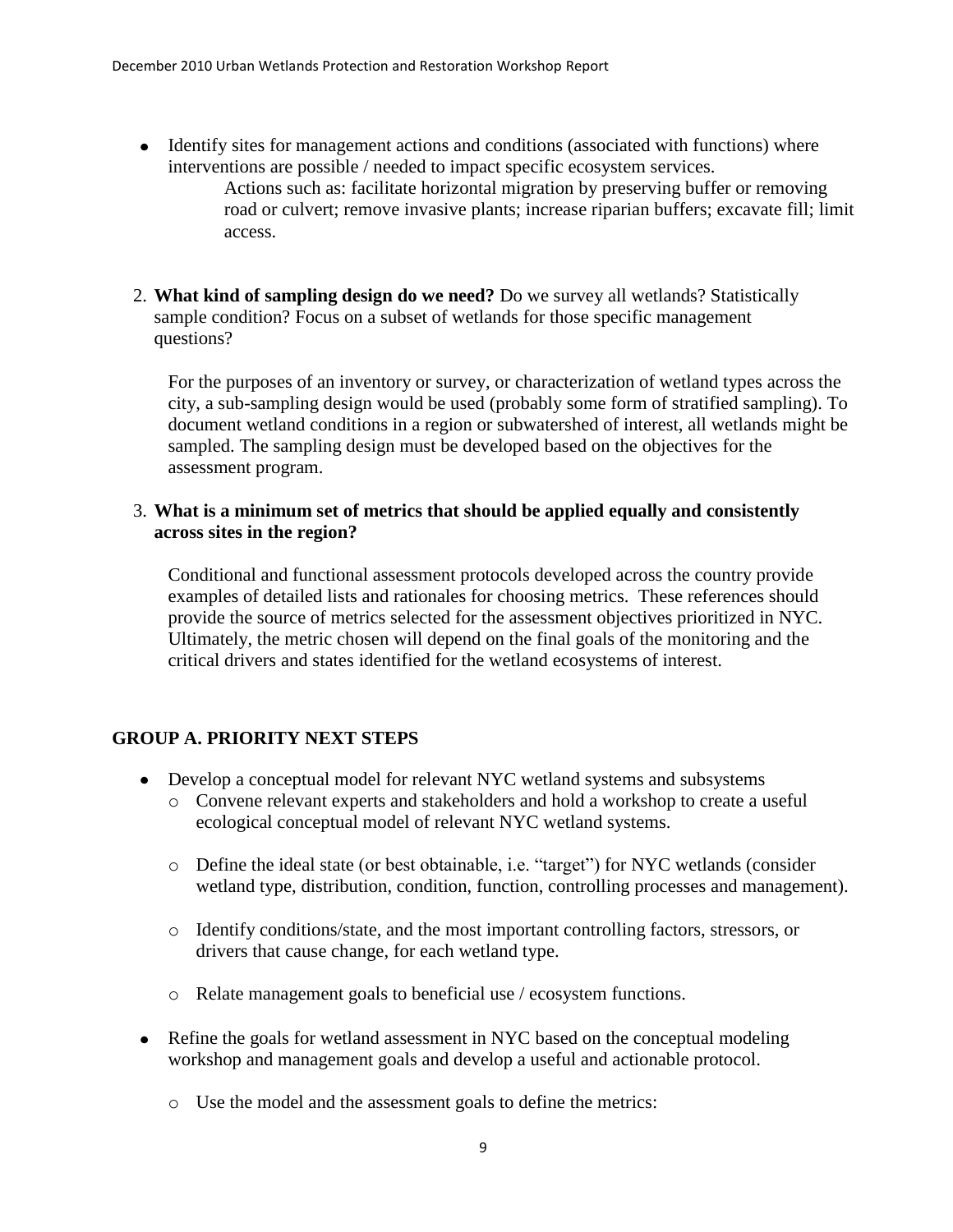- Identify sites for management actions and conditions (associated with functions) where interventions are possible / needed to impact specific ecosystem services.

  Actions such as: facilitate horizontal migration by preserving buffer or removing road or culvert; remove invasive plants; increase riparian buffers; excavate fill; limit access.

2. **What kind of sampling design do we need?** Do we survey all wetlands? Statistically sample condition? Focus on a subset of wetlands for those specific management questions?

   For the purposes of an inventory or survey, or characterization of wetland types across the city, a sub-sampling design would be used (probably some form of stratified sampling). To document wetland conditions in a region or subwatershed of interest, all wetlands might be sampled. The sampling design must be developed based on the objectives for the assessment program.

3. **What is a minimum set of metrics that should be applied equally and consistently across sites in the region?**

   Conditional and functional assessment protocols developed across the country provide examples of detailed lists and rationales for choosing metrics. These references should provide the source of metrics selected for the assessment objectives prioritized in NYC. Ultimately, the metric chosen will depend on the final goals of the monitoring and the critical drivers and states identified for the wetland ecosystems of interest.

## GROUP A. PRIORITY NEXT STEPS

- Develop a conceptual model for relevant NYC wetland systems and subsystems
  - Convene relevant experts and stakeholders and hold a workshop to create a useful ecological conceptual model of relevant NYC wetland systems.
  - Define the ideal state (or best obtainable, i.e. "target") for NYC wetlands (consider wetland type, distribution, condition, function, controlling processes and management).
  - Identify conditions/state, and the most important controlling factors, stressors, or drivers that cause change, for each wetland type.
  - Relate management goals to beneficial use / ecosystem functions.
- Refine the goals for wetland assessment in NYC based on the conceptual modeling workshop and management goals and develop a useful and actionable protocol.
  - Use the model and the assessment goals to define the metrics: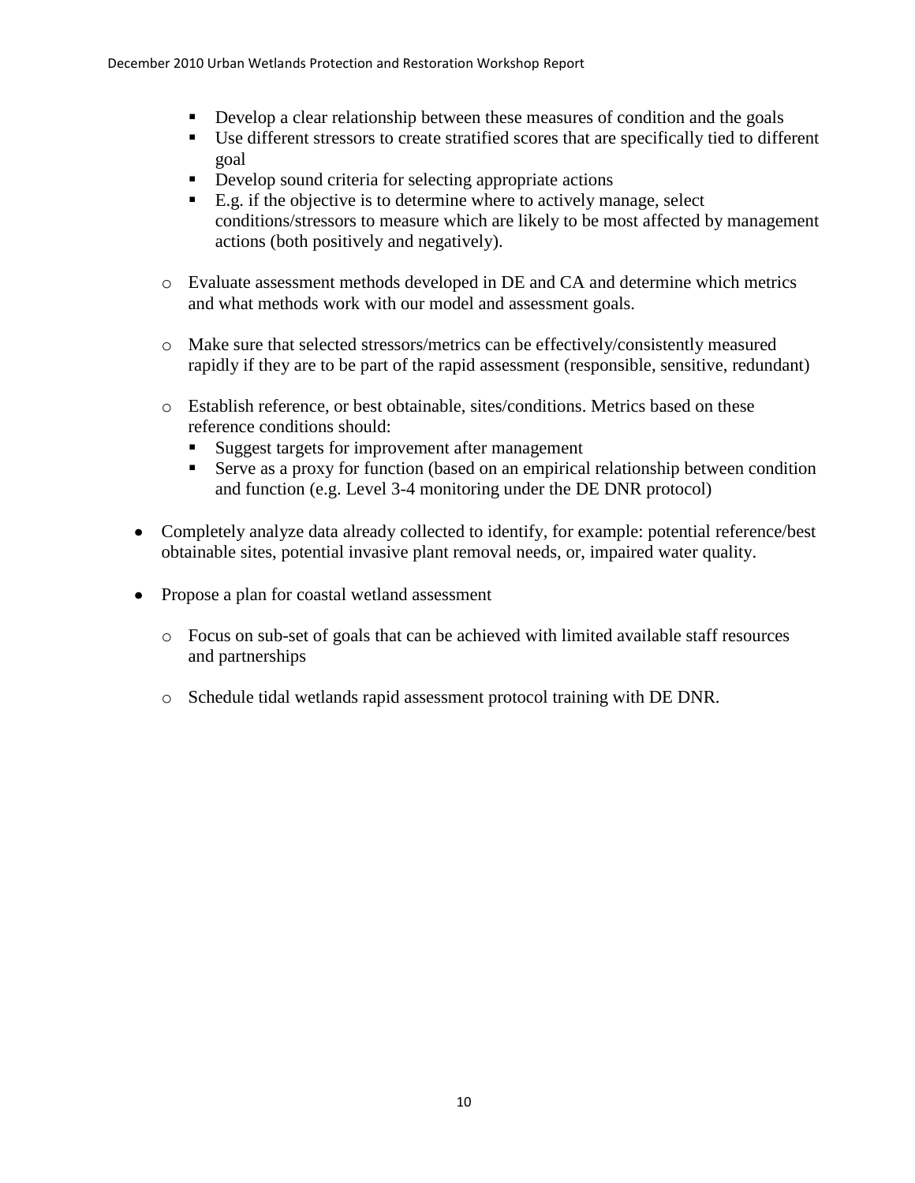- Develop a clear relationship between these measures of condition and the goals
        - Use different stressors to create stratified scores that are specifically tied to different goal
        - Develop sound criteria for selecting appropriate actions
        - E.g. if the objective is to determine where to actively manage, select conditions/stressors to measure which are likely to be most affected by management actions (both positively and negatively).

    - Evaluate assessment methods developed in DE and CA and determine which metrics and what methods work with our model and assessment goals.

    - Make sure that selected stressors/metrics can be effectively/consistently measured rapidly if they are to be part of the rapid assessment (responsible, sensitive, redundant)

    - Establish reference, or best obtainable, sites/conditions. Metrics based on these reference conditions should:
        - Suggest targets for improvement after management
        - Serve as a proxy for function (based on an empirical relationship between condition and function (e.g. Level 3-4 monitoring under the DE DNR protocol)

- Completely analyze data already collected to identify, for example: potential reference/best obtainable sites, potential invasive plant removal needs, or, impaired water quality.

- Propose a plan for coastal wetland assessment

    - Focus on sub-set of goals that can be achieved with limited available staff resources and partnerships

    - Schedule tidal wetlands rapid assessment protocol training with DE DNR.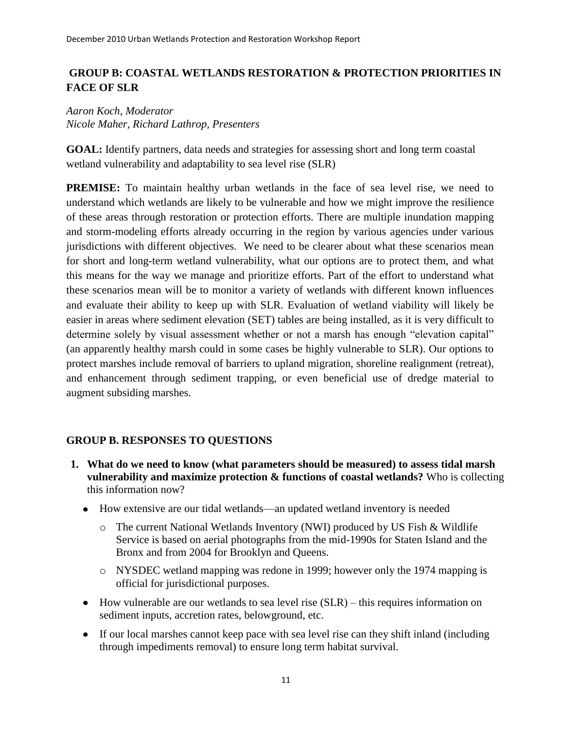## GROUP B: COASTAL WETLANDS RESTORATION & PROTECTION PRIORITIES IN FACE OF SLR

*Aaron Koch, Moderator*
*Nicole Maher, Richard Lathrop, Presenters*

**GOAL:** Identify partners, data needs and strategies for assessing short and long term coastal wetland vulnerability and adaptability to sea level rise (SLR)

**PREMISE:** To maintain healthy urban wetlands in the face of sea level rise, we need to understand which wetlands are likely to be vulnerable and how we might improve the resilience of these areas through restoration or protection efforts. There are multiple inundation mapping and storm-modeling efforts already occurring in the region by various agencies under various jurisdictions with different objectives. We need to be clearer about what these scenarios mean for short and long-term wetland vulnerability, what our options are to protect them, and what this means for the way we manage and prioritize efforts. Part of the effort to understand what these scenarios mean will be to monitor a variety of wetlands with different known influences and evaluate their ability to keep up with SLR. Evaluation of wetland viability will likely be easier in areas where sediment elevation (SET) tables are being installed, as it is very difficult to determine solely by visual assessment whether or not a marsh has enough "elevation capital" (an apparently healthy marsh could in some cases be highly vulnerable to SLR). Our options to protect marshes include removal of barriers to upland migration, shoreline realignment (retreat), and enhancement through sediment trapping, or even beneficial use of dredge material to augment subsiding marshes.

## GROUP B. RESPONSES TO QUESTIONS

1. **What do we need to know (what parameters should be measured) to assess tidal marsh vulnerability and maximize protection & functions of coastal wetlands?** Who is collecting this information now?
   - How extensive are our tidal wetlands—an updated wetland inventory is needed
     - The current National Wetlands Inventory (NWI) produced by US Fish & Wildlife Service is based on aerial photographs from the mid-1990s for Staten Island and the Bronx and from 2004 for Brooklyn and Queens.
     - NYSDEC wetland mapping was redone in 1999; however only the 1974 mapping is official for jurisdictional purposes.
   - How vulnerable are our wetlands to sea level rise (SLR) – this requires information on sediment inputs, accretion rates, belowground, etc.
   - If our local marshes cannot keep pace with sea level rise can they shift inland (including through impediments removal) to ensure long term habitat survival.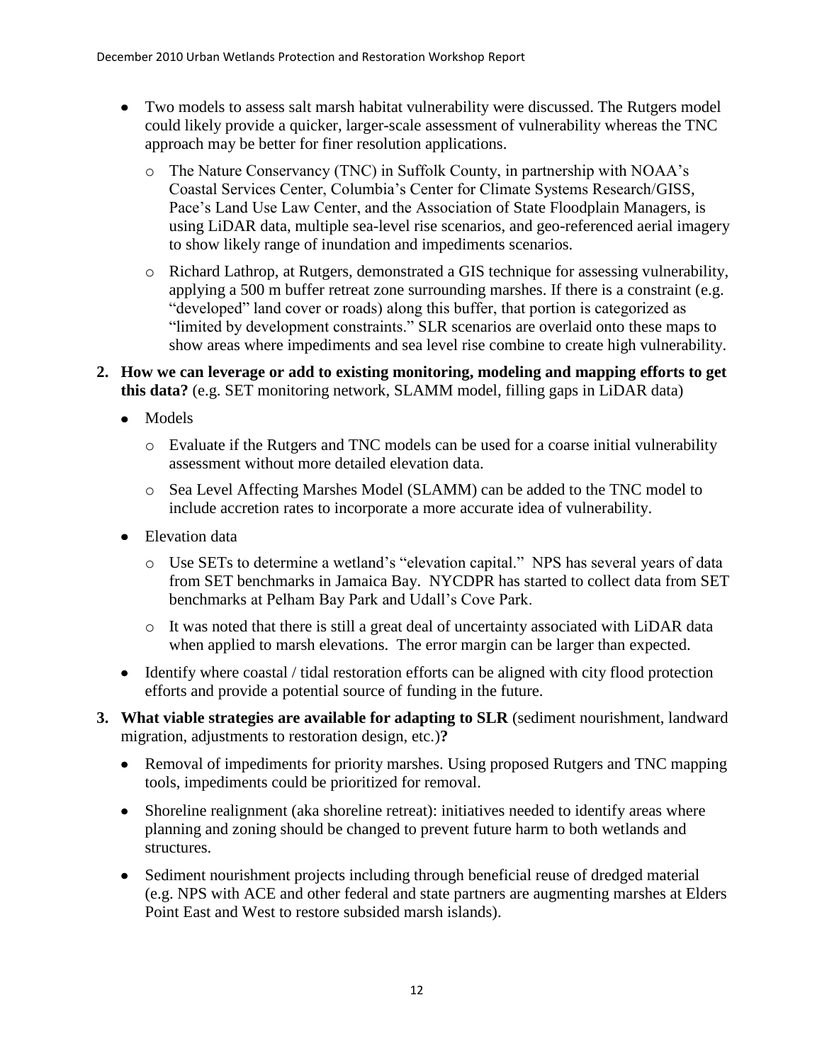- Two models to assess salt marsh habitat vulnerability were discussed. The Rutgers model could likely provide a quicker, larger-scale assessment of vulnerability whereas the TNC approach may be better for finer resolution applications.
  - The Nature Conservancy (TNC) in Suffolk County, in partnership with NOAA's Coastal Services Center, Columbia's Center for Climate Systems Research/GISS, Pace's Land Use Law Center, and the Association of State Floodplain Managers, is using LiDAR data, multiple sea-level rise scenarios, and geo-referenced aerial imagery to show likely range of inundation and impediments scenarios.
  - Richard Lathrop, at Rutgers, demonstrated a GIS technique for assessing vulnerability, applying a 500 m buffer retreat zone surrounding marshes. If there is a constraint (e.g. "developed" land cover or roads) along this buffer, that portion is categorized as "limited by development constraints." SLR scenarios are overlaid onto these maps to show areas where impediments and sea level rise combine to create high vulnerability.

2. **How we can leverage or add to existing monitoring, modeling and mapping efforts to get this data?** (e.g. SET monitoring network, SLAMM model, filling gaps in LiDAR data)
   - Models
     - Evaluate if the Rutgers and TNC models can be used for a coarse initial vulnerability assessment without more detailed elevation data.
     - Sea Level Affecting Marshes Model (SLAMM) can be added to the TNC model to include accretion rates to incorporate a more accurate idea of vulnerability.
   - Elevation data
     - Use SETs to determine a wetland's "elevation capital." NPS has several years of data from SET benchmarks in Jamaica Bay. NYCDPR has started to collect data from SET benchmarks at Pelham Bay Park and Udall's Cove Park.
     - It was noted that there is still a great deal of uncertainty associated with LiDAR data when applied to marsh elevations. The error margin can be larger than expected.
   - Identify where coastal / tidal restoration efforts can be aligned with city flood protection efforts and provide a potential source of funding in the future.

3. **What viable strategies are available for adapting to SLR** (sediment nourishment, landward migration, adjustments to restoration design, etc.)**?**
   - Removal of impediments for priority marshes. Using proposed Rutgers and TNC mapping tools, impediments could be prioritized for removal.
   - Shoreline realignment (aka shoreline retreat): initiatives needed to identify areas where planning and zoning should be changed to prevent future harm to both wetlands and structures.
   - Sediment nourishment projects including through beneficial reuse of dredged material (e.g. NPS with ACE and other federal and state partners are augmenting marshes at Elders Point East and West to restore subsided marsh islands).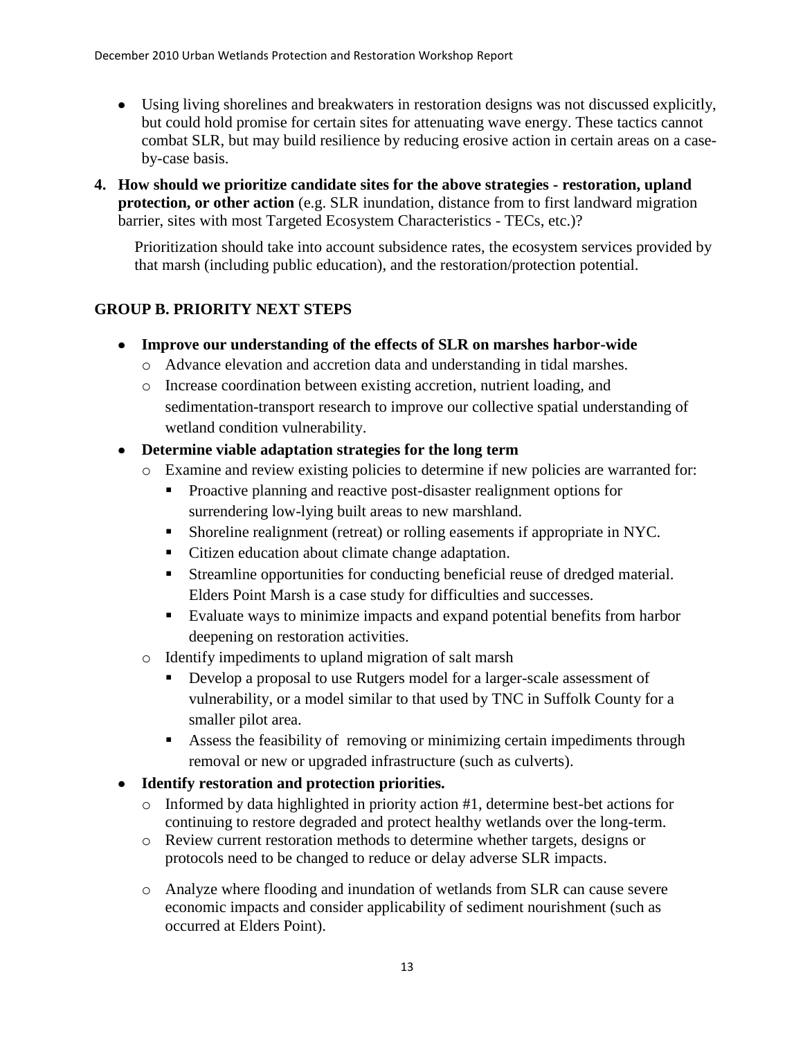- Using living shorelines and breakwaters in restoration designs was not discussed explicitly, but could hold promise for certain sites for attenuating wave energy. These tactics cannot combat SLR, but may build resilience by reducing erosive action in certain areas on a case-by-case basis.

4. **How should we prioritize candidate sites for the above strategies - restoration, upland protection, or other action** (e.g. SLR inundation, distance from to first landward migration barrier, sites with most Targeted Ecosystem Characteristics - TECs, etc.)?

   Prioritization should take into account subsidence rates, the ecosystem services provided by that marsh (including public education), and the restoration/protection potential.

## GROUP B. PRIORITY NEXT STEPS

- **Improve our understanding of the effects of SLR on marshes harbor-wide**
  - Advance elevation and accretion data and understanding in tidal marshes.
  - Increase coordination between existing accretion, nutrient loading, and sedimentation-transport research to improve our collective spatial understanding of wetland condition vulnerability.
- **Determine viable adaptation strategies for the long term**
  - Examine and review existing policies to determine if new policies are warranted for:
    - Proactive planning and reactive post-disaster realignment options for surrendering low-lying built areas to new marshland.
    - Shoreline realignment (retreat) or rolling easements if appropriate in NYC.
    - Citizen education about climate change adaptation.
    - Streamline opportunities for conducting beneficial reuse of dredged material. Elders Point Marsh is a case study for difficulties and successes.
    - Evaluate ways to minimize impacts and expand potential benefits from harbor deepening on restoration activities.
  - Identify impediments to upland migration of salt marsh
    - Develop a proposal to use Rutgers model for a larger-scale assessment of vulnerability, or a model similar to that used by TNC in Suffolk County for a smaller pilot area.
    - Assess the feasibility of removing or minimizing certain impediments through removal or new or upgraded infrastructure (such as culverts).
- **Identify restoration and protection priorities.**
  - Informed by data highlighted in priority action #1, determine best-bet actions for continuing to restore degraded and protect healthy wetlands over the long-term.
  - Review current restoration methods to determine whether targets, designs or protocols need to be changed to reduce or delay adverse SLR impacts.
  - Analyze where flooding and inundation of wetlands from SLR can cause severe economic impacts and consider applicability of sediment nourishment (such as occurred at Elders Point).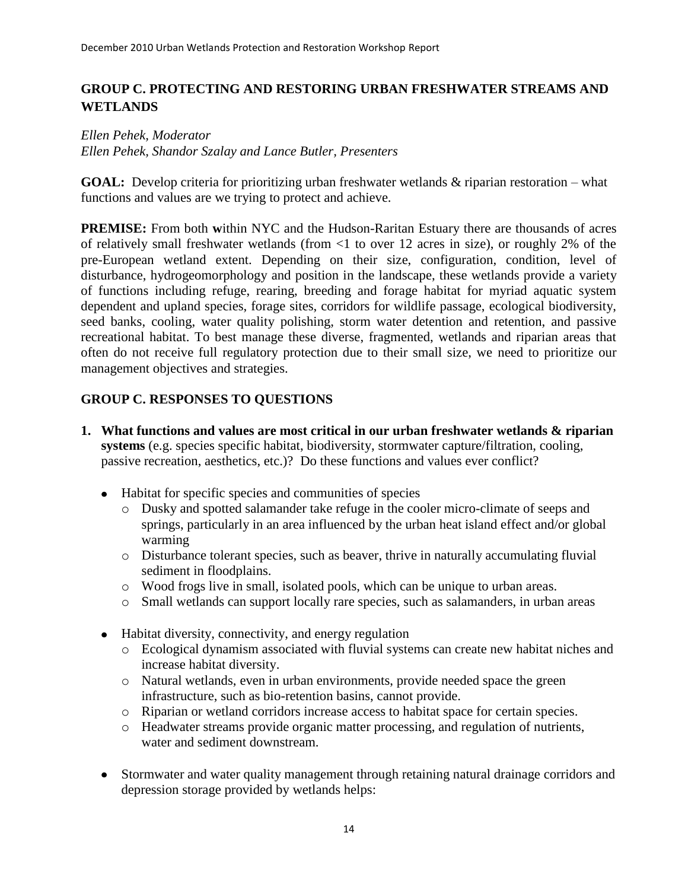## GROUP C. PROTECTING AND RESTORING URBAN FRESHWATER STREAMS AND WETLANDS

*Ellen Pehek, Moderator*
*Ellen Pehek, Shandor Szalay and Lance Butler, Presenters*

**GOAL:** Develop criteria for prioritizing urban freshwater wetlands & riparian restoration – what functions and values are we trying to protect and achieve.

**PREMISE:** From both **w**ithin NYC and the Hudson-Raritan Estuary there are thousands of acres of relatively small freshwater wetlands (from <1 to over 12 acres in size), or roughly 2% of the pre-European wetland extent. Depending on their size, configuration, condition, level of disturbance, hydrogeomorphology and position in the landscape, these wetlands provide a variety of functions including refuge, rearing, breeding and forage habitat for myriad aquatic system dependent and upland species, forage sites, corridors for wildlife passage, ecological biodiversity, seed banks, cooling, water quality polishing, storm water detention and retention, and passive recreational habitat. To best manage these diverse, fragmented, wetlands and riparian areas that often do not receive full regulatory protection due to their small size, we need to prioritize our management objectives and strategies.

## GROUP C. RESPONSES TO QUESTIONS

1. **What functions and values are most critical in our urban freshwater wetlands & riparian systems** (e.g. species specific habitat, biodiversity, stormwater capture/filtration, cooling, passive recreation, aesthetics, etc.)? Do these functions and values ever conflict?

   - Habitat for specific species and communities of species
     - Dusky and spotted salamander take refuge in the cooler micro-climate of seeps and springs, particularly in an area influenced by the urban heat island effect and/or global warming
     - Disturbance tolerant species, such as beaver, thrive in naturally accumulating fluvial sediment in floodplains.
     - Wood frogs live in small, isolated pools, which can be unique to urban areas.
     - Small wetlands can support locally rare species, such as salamanders, in urban areas

   - Habitat diversity, connectivity, and energy regulation
     - Ecological dynamism associated with fluvial systems can create new habitat niches and increase habitat diversity.
     - Natural wetlands, even in urban environments, provide needed space the green infrastructure, such as bio-retention basins, cannot provide.
     - Riparian or wetland corridors increase access to habitat space for certain species.
     - Headwater streams provide organic matter processing, and regulation of nutrients, water and sediment downstream.

   - Stormwater and water quality management through retaining natural drainage corridors and depression storage provided by wetlands helps: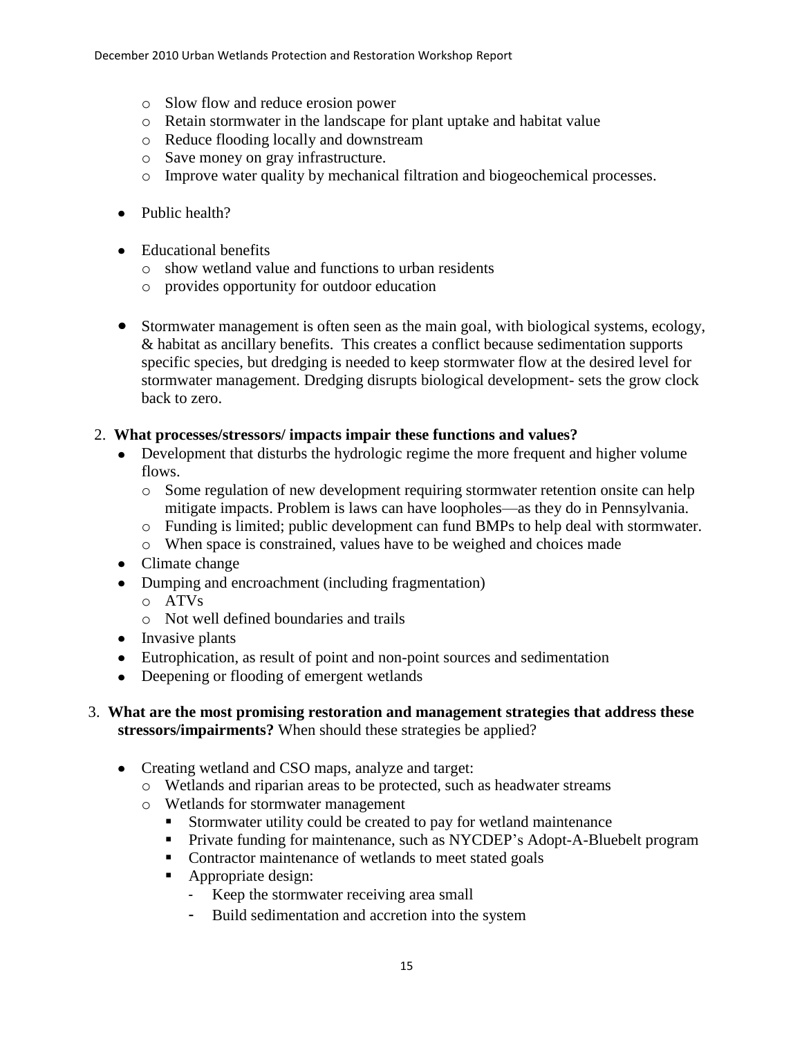- Slow flow and reduce erosion power
  - Retain stormwater in the landscape for plant uptake and habitat value
  - Reduce flooding locally and downstream
  - Save money on gray infrastructure.
  - Improve water quality by mechanical filtration and biogeochemical processes.

- Public health?

- Educational benefits
  - show wetland value and functions to urban residents
  - provides opportunity for outdoor education

- Stormwater management is often seen as the main goal, with biological systems, ecology, & habitat as ancillary benefits. This creates a conflict because sedimentation supports specific species, but dredging is needed to keep stormwater flow at the desired level for stormwater management. Dredging disrupts biological development- sets the grow clock back to zero.

2. **What processes/stressors/ impacts impair these functions and values?**
   - Development that disturbs the hydrologic regime the more frequent and higher volume flows.
     - Some regulation of new development requiring stormwater retention onsite can help mitigate impacts. Problem is laws can have loopholes—as they do in Pennsylvania.
     - Funding is limited; public development can fund BMPs to help deal with stormwater.
     - When space is constrained, values have to be weighed and choices made
   - Climate change
   - Dumping and encroachment (including fragmentation)
     - ATVs
     - Not well defined boundaries and trails
   - Invasive plants
   - Eutrophication, as result of point and non-point sources and sedimentation
   - Deepening or flooding of emergent wetlands

3. **What are the most promising restoration and management strategies that address these stressors/impairments?** When should these strategies be applied?

   - Creating wetland and CSO maps, analyze and target:
     - Wetlands and riparian areas to be protected, such as headwater streams
     - Wetlands for stormwater management
       - Stormwater utility could be created to pay for wetland maintenance
       - Private funding for maintenance, such as NYCDEP's Adopt-A-Bluebelt program
       - Contractor maintenance of wetlands to meet stated goals
       - Appropriate design:
         - Keep the stormwater receiving area small
         - Build sedimentation and accretion into the system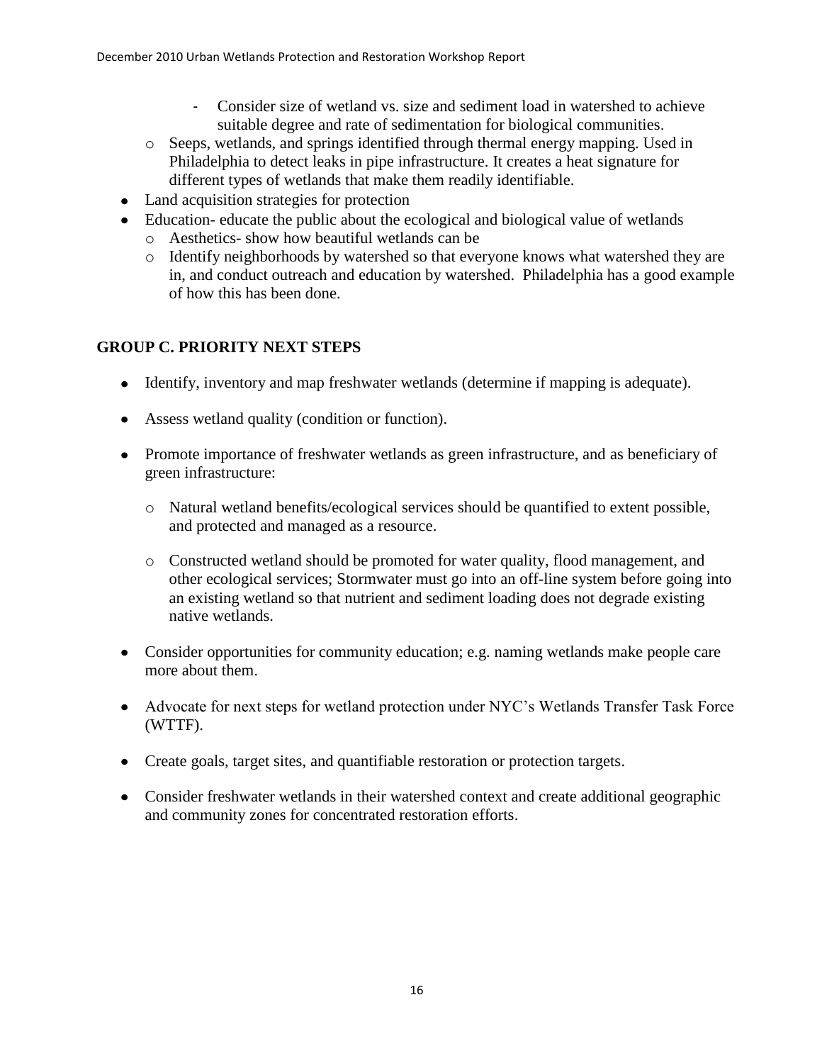- Consider size of wetland vs. size and sediment load in watershed to achieve suitable degree and rate of sedimentation for biological communities.
  - Seeps, wetlands, and springs identified through thermal energy mapping. Used in Philadelphia to detect leaks in pipe infrastructure. It creates a heat signature for different types of wetlands that make them readily identifiable.
- Land acquisition strategies for protection
- Education- educate the public about the ecological and biological value of wetlands
  - Aesthetics- show how beautiful wetlands can be
  - Identify neighborhoods by watershed so that everyone knows what watershed they are in, and conduct outreach and education by watershed. Philadelphia has a good example of how this has been done.

## GROUP C. PRIORITY NEXT STEPS

- Identify, inventory and map freshwater wetlands (determine if mapping is adequate).

- Assess wetland quality (condition or function).

- Promote importance of freshwater wetlands as green infrastructure, and as beneficiary of green infrastructure:

  - Natural wetland benefits/ecological services should be quantified to extent possible, and protected and managed as a resource.

  - Constructed wetland should be promoted for water quality, flood management, and other ecological services; Stormwater must go into an off-line system before going into an existing wetland so that nutrient and sediment loading does not degrade existing native wetlands.

- Consider opportunities for community education; e.g. naming wetlands make people care more about them.

- Advocate for next steps for wetland protection under NYC's Wetlands Transfer Task Force (WTTF).

- Create goals, target sites, and quantifiable restoration or protection targets.

- Consider freshwater wetlands in their watershed context and create additional geographic and community zones for concentrated restoration efforts.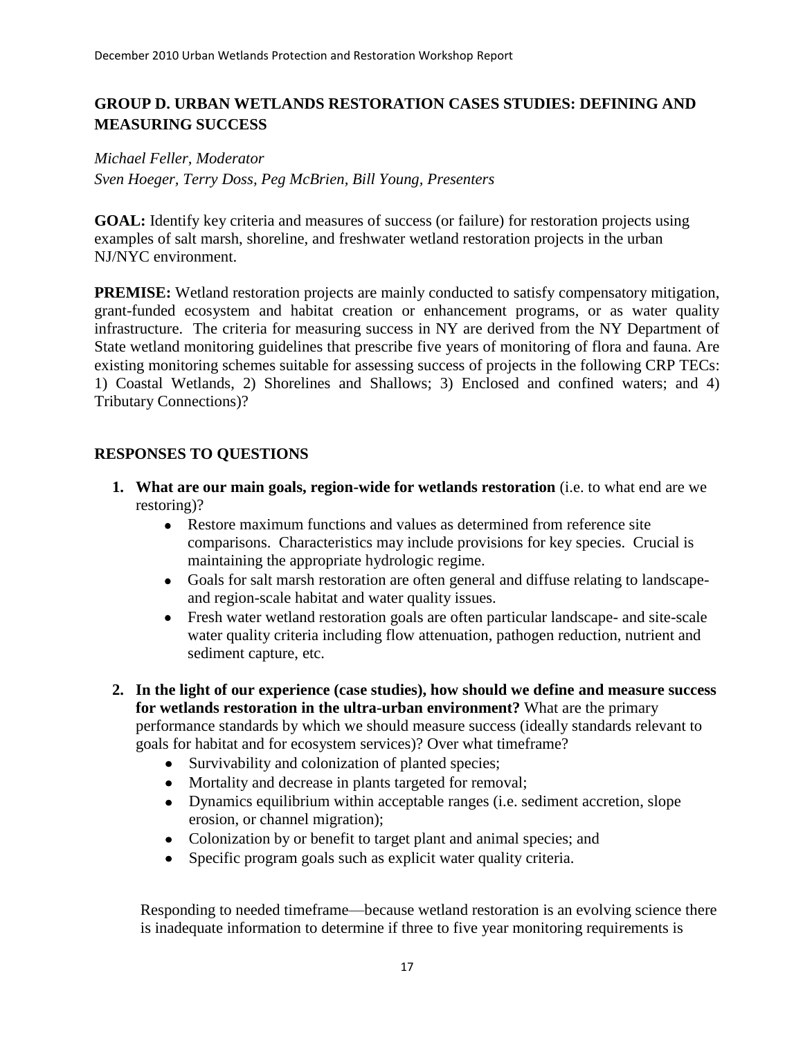## GROUP D. URBAN WETLANDS RESTORATION CASES STUDIES: DEFINING AND MEASURING SUCCESS

*Michael Feller, Moderator*
*Sven Hoeger, Terry Doss, Peg McBrien, Bill Young, Presenters*

**GOAL:** Identify key criteria and measures of success (or failure) for restoration projects using examples of salt marsh, shoreline, and freshwater wetland restoration projects in the urban NJ/NYC environment.

**PREMISE:** Wetland restoration projects are mainly conducted to satisfy compensatory mitigation, grant-funded ecosystem and habitat creation or enhancement programs, or as water quality infrastructure. The criteria for measuring success in NY are derived from the NY Department of State wetland monitoring guidelines that prescribe five years of monitoring of flora and fauna. Are existing monitoring schemes suitable for assessing success of projects in the following CRP TECs: 1) Coastal Wetlands, 2) Shorelines and Shallows; 3) Enclosed and confined waters; and 4) Tributary Connections)?

## RESPONSES TO QUESTIONS

1. **What are our main goals, region-wide for wetlands restoration** (i.e. to what end are we restoring)?
   - Restore maximum functions and values as determined from reference site comparisons. Characteristics may include provisions for key species. Crucial is maintaining the appropriate hydrologic regime.
   - Goals for salt marsh restoration are often general and diffuse relating to landscape- and region-scale habitat and water quality issues.
   - Fresh water wetland restoration goals are often particular landscape- and site-scale water quality criteria including flow attenuation, pathogen reduction, nutrient and sediment capture, etc.

2. **In the light of our experience (case studies), how should we define and measure success for wetlands restoration in the ultra-urban environment?** What are the primary performance standards by which we should measure success (ideally standards relevant to goals for habitat and for ecosystem services)? Over what timeframe?
   - Survivability and colonization of planted species;
   - Mortality and decrease in plants targeted for removal;
   - Dynamics equilibrium within acceptable ranges (i.e. sediment accretion, slope erosion, or channel migration);
   - Colonization by or benefit to target plant and animal species; and
   - Specific program goals such as explicit water quality criteria.

   Responding to needed timeframe—because wetland restoration is an evolving science there is inadequate information to determine if three to five year monitoring requirements is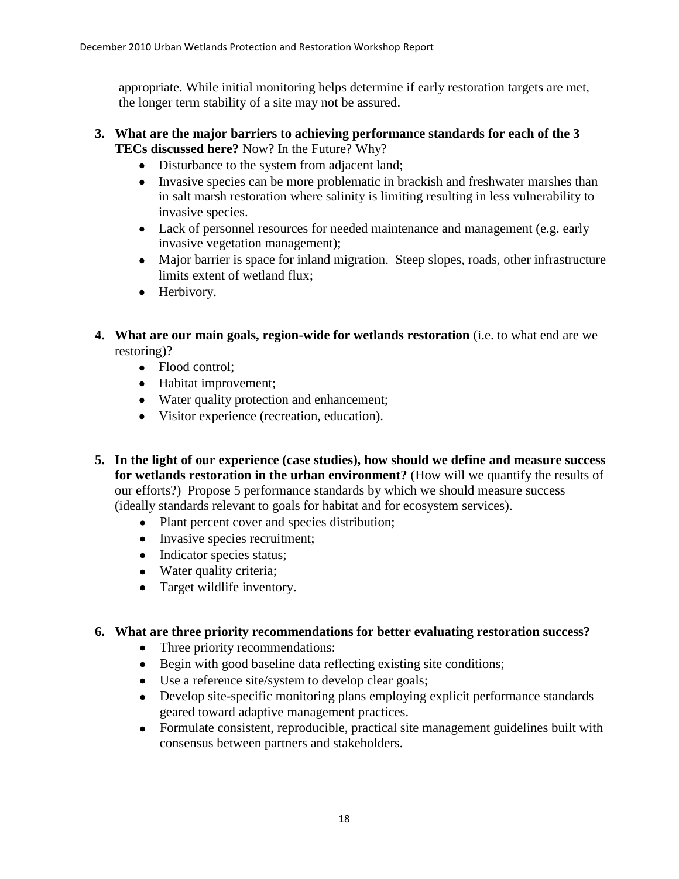appropriate. While initial monitoring helps determine if early restoration targets are met, the longer term stability of a site may not be assured.

3. **What are the major barriers to achieving performance standards for each of the 3 TECs discussed here?** Now? In the Future? Why?
   - Disturbance to the system from adjacent land;
   - Invasive species can be more problematic in brackish and freshwater marshes than in salt marsh restoration where salinity is limiting resulting in less vulnerability to invasive species.
   - Lack of personnel resources for needed maintenance and management (e.g. early invasive vegetation management);
   - Major barrier is space for inland migration. Steep slopes, roads, other infrastructure limits extent of wetland flux;
   - Herbivory.

4. **What are our main goals, region-wide for wetlands restoration** (i.e. to what end are we restoring)?
   - Flood control;
   - Habitat improvement;
   - Water quality protection and enhancement;
   - Visitor experience (recreation, education).

5. **In the light of our experience (case studies), how should we define and measure success for wetlands restoration in the urban environment?** (How will we quantify the results of our efforts?) Propose 5 performance standards by which we should measure success (ideally standards relevant to goals for habitat and for ecosystem services).
   - Plant percent cover and species distribution;
   - Invasive species recruitment;
   - Indicator species status;
   - Water quality criteria;
   - Target wildlife inventory.

6. **What are three priority recommendations for better evaluating restoration success?**
   - Three priority recommendations:
   - Begin with good baseline data reflecting existing site conditions;
   - Use a reference site/system to develop clear goals;
   - Develop site-specific monitoring plans employing explicit performance standards geared toward adaptive management practices.
   - Formulate consistent, reproducible, practical site management guidelines built with consensus between partners and stakeholders.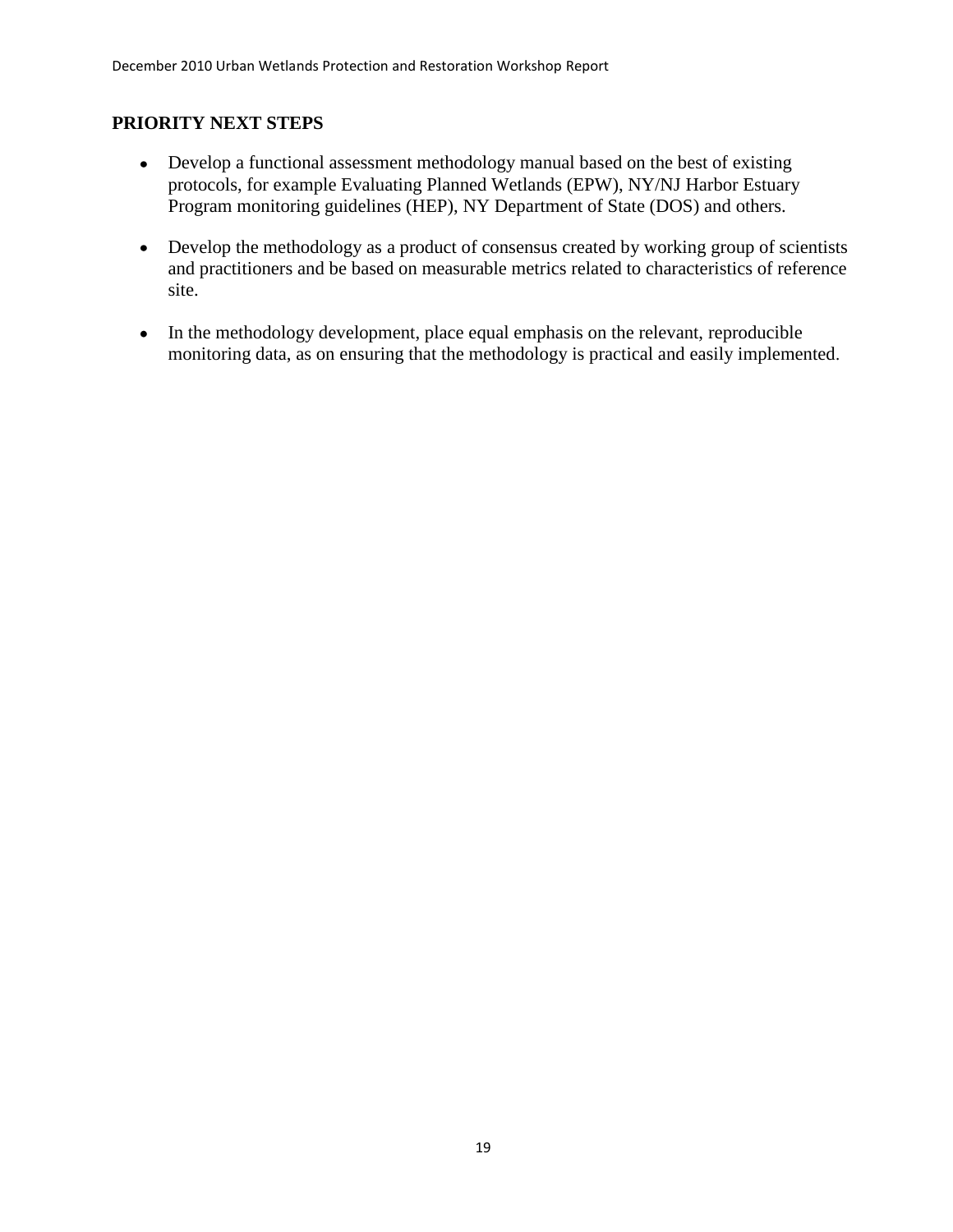## PRIORITY NEXT STEPS

- Develop a functional assessment methodology manual based on the best of existing protocols, for example Evaluating Planned Wetlands (EPW), NY/NJ Harbor Estuary Program monitoring guidelines (HEP), NY Department of State (DOS) and others.
- Develop the methodology as a product of consensus created by working group of scientists and practitioners and be based on measurable metrics related to characteristics of reference site.
- In the methodology development, place equal emphasis on the relevant, reproducible monitoring data, as on ensuring that the methodology is practical and easily implemented.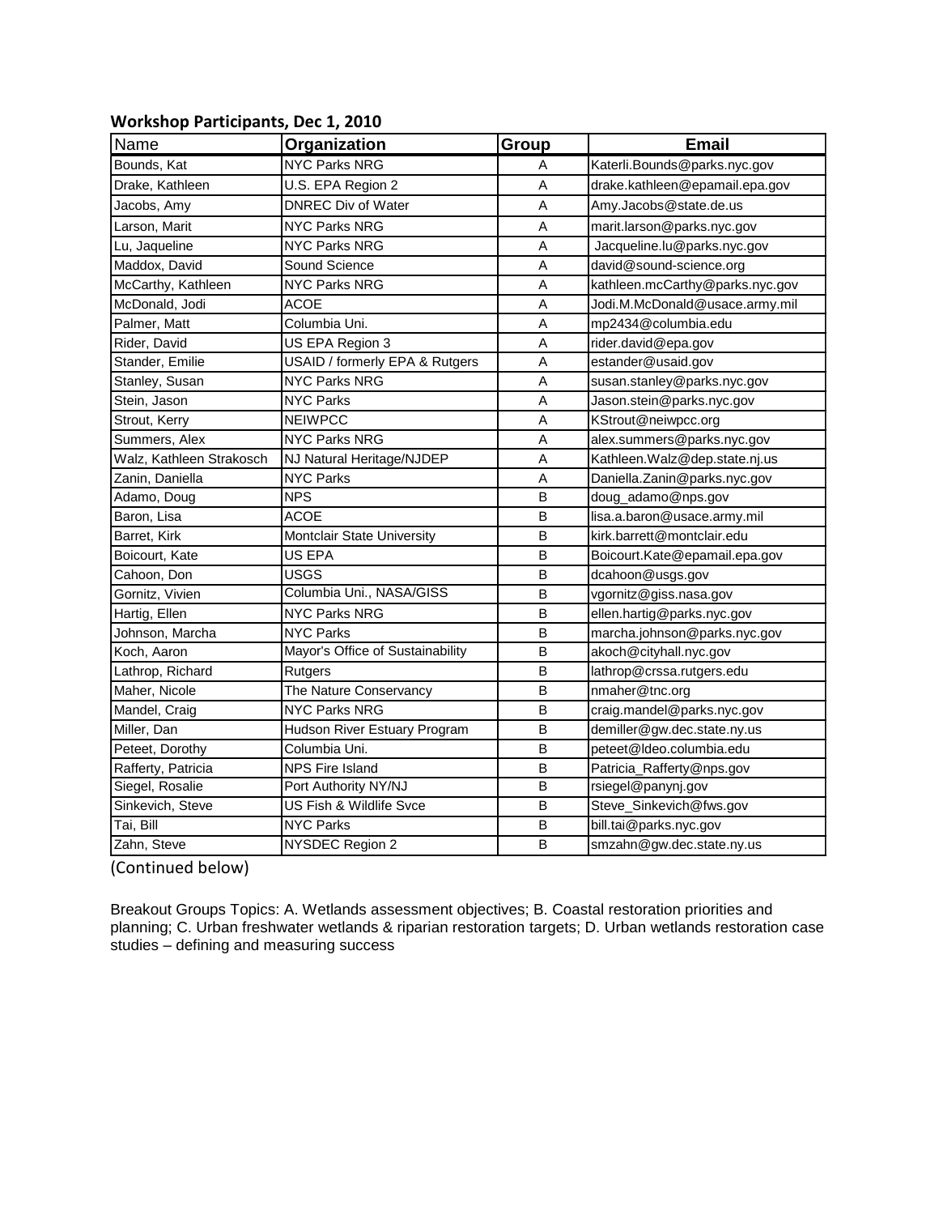**Workshop Participants, Dec 1, 2010**

| Name | Organization | Group | Email |
|---|---|---|---|
| Bounds, Kat | NYC Parks NRG | A | Katerli.Bounds@parks.nyc.gov |
| Drake, Kathleen | U.S. EPA Region 2 | A | drake.kathleen@epamail.epa.gov |
| Jacobs, Amy | DNREC Div of Water | A | Amy.Jacobs@state.de.us |
| Larson, Marit | NYC Parks NRG | A | marit.larson@parks.nyc.gov |
| Lu, Jaqueline | NYC Parks NRG | A | Jacqueline.lu@parks.nyc.gov |
| Maddox, David | Sound Science | A | david@sound-science.org |
| McCarthy, Kathleen | NYC Parks NRG | A | kathleen.mcCarthy@parks.nyc.gov |
| McDonald, Jodi | ACOE | A | Jodi.M.McDonald@usace.army.mil |
| Palmer, Matt | Columbia Uni. | A | mp2434@columbia.edu |
| Rider, David | US EPA Region 3 | A | rider.david@epa.gov |
| Stander, Emilie | USAID / formerly EPA & Rutgers | A | estander@usaid.gov |
| Stanley, Susan | NYC Parks NRG | A | susan.stanley@parks.nyc.gov |
| Stein, Jason | NYC Parks | A | Jason.stein@parks.nyc.gov |
| Strout, Kerry | NEIWPCC | A | KStrout@neiwpcc.org |
| Summers, Alex | NYC Parks NRG | A | alex.summers@parks.nyc.gov |
| Walz, Kathleen Strakosch | NJ Natural Heritage/NJDEP | A | Kathleen.Walz@dep.state.nj.us |
| Zanin, Daniella | NYC Parks | A | Daniella.Zanin@parks.nyc.gov |
| Adamo, Doug | NPS | B | doug_adamo@nps.gov |
| Baron, Lisa | ACOE | B | lisa.a.baron@usace.army.mil |
| Barret, Kirk | Montclair State University | B | kirk.barrett@montclair.edu |
| Boicourt, Kate | US EPA | B | Boicourt.Kate@epamail.epa.gov |
| Cahoon, Don | USGS | B | dcahoon@usgs.gov |
| Gornitz, Vivien | Columbia Uni., NASA/GISS | B | vgornitz@giss.nasa.gov |
| Hartig, Ellen | NYC Parks NRG | B | ellen.hartig@parks.nyc.gov |
| Johnson, Marcha | NYC Parks | B | marcha.johnson@parks.nyc.gov |
| Koch, Aaron | Mayor's Office of Sustainability | B | akoch@cityhall.nyc.gov |
| Lathrop, Richard | Rutgers | B | lathrop@crssa.rutgers.edu |
| Maher, Nicole | The Nature Conservancy | B | nmaher@tnc.org |
| Mandel, Craig | NYC Parks NRG | B | craig.mandel@parks.nyc.gov |
| Miller, Dan | Hudson River Estuary Program | B | demiller@gw.dec.state.ny.us |
| Peteet, Dorothy | Columbia Uni. | B | peteet@ldeo.columbia.edu |
| Rafferty, Patricia | NPS Fire Island | B | Patricia_Rafferty@nps.gov |
| Siegel, Rosalie | Port Authority NY/NJ | B | rsiegel@panynj.gov |
| Sinkevich, Steve | US Fish & Wildlife Svce | B | Steve_Sinkevich@fws.gov |
| Tai, Bill | NYC Parks | B | bill.tai@parks.nyc.gov |
| Zahn, Steve | NYSDEC Region 2 | B | smzahn@gw.dec.state.ny.us |

(Continued below)

Breakout Groups Topics: A. Wetlands assessment objectives; B. Coastal restoration priorities and planning; C. Urban freshwater wetlands & riparian restoration targets; D. Urban wetlands restoration case studies – defining and measuring success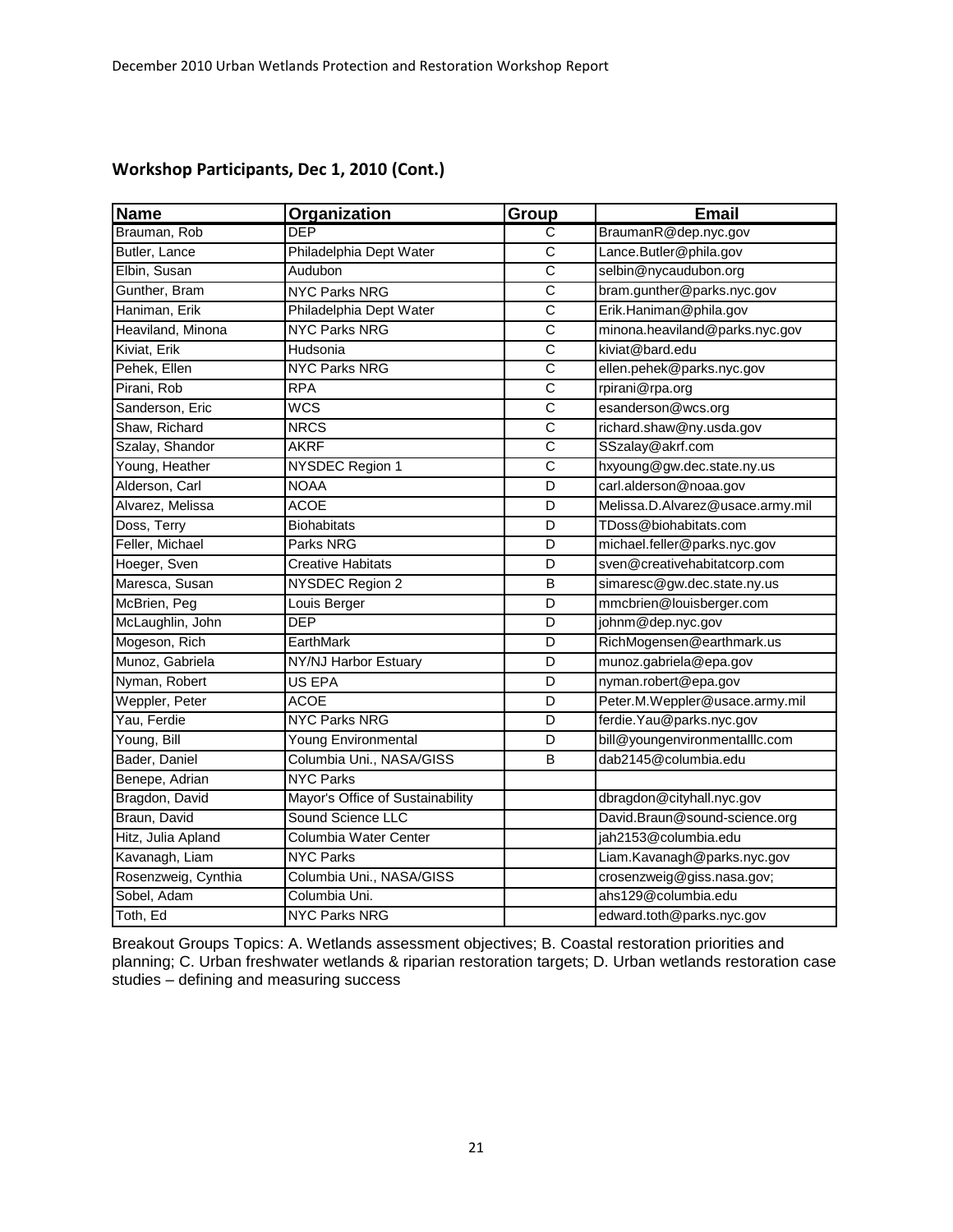## Workshop Participants, Dec 1, 2010 (Cont.)

| Name | Organization | Group | Email |
|---|---|---|---|
| Brauman, Rob | DEP | C | BraumanR@dep.nyc.gov |
| Butler, Lance | Philadelphia Dept Water | C | Lance.Butler@phila.gov |
| Elbin, Susan | Audubon | C | selbin@nycaudubon.org |
| Gunther, Bram | NYC Parks NRG | C | bram.gunther@parks.nyc.gov |
| Haniman, Erik | Philadelphia Dept Water | C | Erik.Haniman@phila.gov |
| Heaviland, Minona | NYC Parks NRG | C | minona.heaviland@parks.nyc.gov |
| Kiviat, Erik | Hudsonia | C | kiviat@bard.edu |
| Pehek, Ellen | NYC Parks NRG | C | ellen.pehek@parks.nyc.gov |
| Pirani, Rob | RPA | C | rpirani@rpa.org |
| Sanderson, Eric | WCS | C | esanderson@wcs.org |
| Shaw, Richard | NRCS | C | richard.shaw@ny.usda.gov |
| Szalay, Shandor | AKRF | C | SSzalay@akrf.com |
| Young, Heather | NYSDEC Region 1 | C | hxyoung@gw.dec.state.ny.us |
| Alderson, Carl | NOAA | D | carl.alderson@noaa.gov |
| Alvarez, Melissa | ACOE | D | Melissa.D.Alvarez@usace.army.mil |
| Doss, Terry | Biohabitats | D | TDoss@biohabitats.com |
| Feller, Michael | Parks NRG | D | michael.feller@parks.nyc.gov |
| Hoeger, Sven | Creative Habitats | D | sven@creativehabitatcorp.com |
| Maresca, Susan | NYSDEC Region 2 | B | simaresc@gw.dec.state.ny.us |
| McBrien, Peg | Louis Berger | D | mmcbrien@louisberger.com |
| McLaughlin, John | DEP | D | johnm@dep.nyc.gov |
| Mogeson, Rich | EarthMark | D | RichMogensen@earthmark.us |
| Munoz, Gabriela | NY/NJ Harbor Estuary | D | munoz.gabriela@epa.gov |
| Nyman, Robert | US EPA | D | nyman.robert@epa.gov |
| Weppler, Peter | ACOE | D | Peter.M.Weppler@usace.army.mil |
| Yau, Ferdie | NYC Parks NRG | D | ferdie.Yau@parks.nyc.gov |
| Young, Bill | Young Environmental | D | bill@youngenvironmentalllc.com |
| Bader, Daniel | Columbia Uni., NASA/GISS | B | dab2145@columbia.edu |
| Benepe, Adrian | NYC Parks | | |
| Bragdon, David | Mayor's Office of Sustainability | | dbragdon@cityhall.nyc.gov |
| Braun, David | Sound Science LLC | | David.Braun@sound-science.org |
| Hitz, Julia Apland | Columbia Water Center | | jah2153@columbia.edu |
| Kavanagh, Liam | NYC Parks | | Liam.Kavanagh@parks.nyc.gov |
| Rosenzweig, Cynthia | Columbia Uni., NASA/GISS | | crosenzweig@giss.nasa.gov; |
| Sobel, Adam | Columbia Uni. | | ahs129@columbia.edu |
| Toth, Ed | NYC Parks NRG | | edward.toth@parks.nyc.gov |

Breakout Groups Topics: A. Wetlands assessment objectives; B. Coastal restoration priorities and planning; C. Urban freshwater wetlands & riparian restoration targets; D. Urban wetlands restoration case studies – defining and measuring success